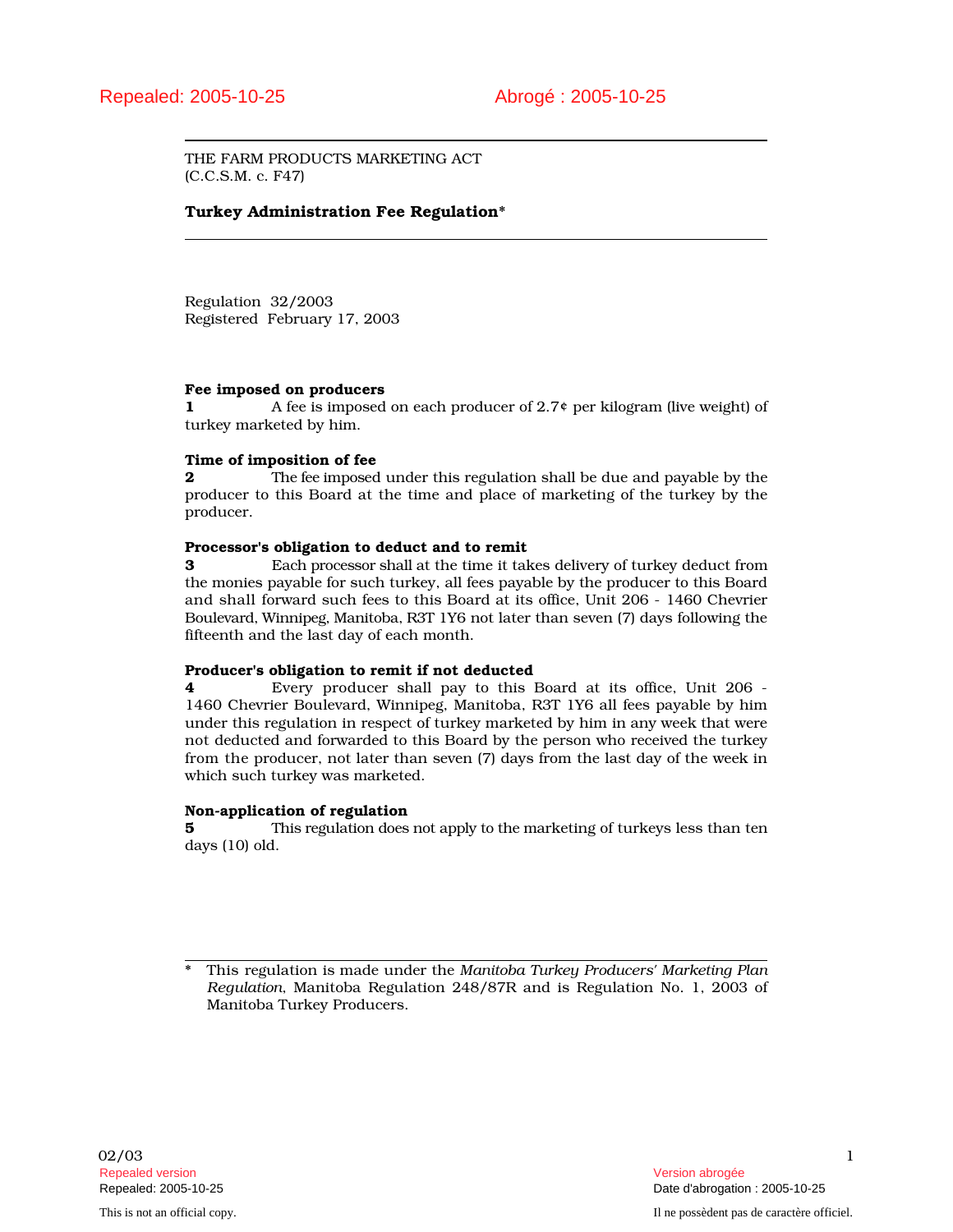Repealed: 2005-10-25 Abrogé : 2005-10-25

THE FARM PRODUCTS MARKETING ACT
(C.C.S.M. c. F47)

# Turkey Administration Fee Regulation*

Regulation 32/2003
Registered February 17, 2003

**Fee imposed on producers**

**1** A fee is imposed on each producer of 2.7¢ per kilogram (live weight) of turkey marketed by him.

**Time of imposition of fee**

**2** The fee imposed under this regulation shall be due and payable by the producer to this Board at the time and place of marketing of the turkey by the producer.

**Processor's obligation to deduct and to remit**

**3** Each processor shall at the time it takes delivery of turkey deduct from the monies payable for such turkey, all fees payable by the producer to this Board and shall forward such fees to this Board at its office, Unit 206 - 1460 Chevrier Boulevard, Winnipeg, Manitoba, R3T 1Y6 not later than seven (7) days following the fifteenth and the last day of each month.

**Producer's obligation to remit if not deducted**

**4** Every producer shall pay to this Board at its office, Unit 206 - 1460 Chevrier Boulevard, Winnipeg, Manitoba, R3T 1Y6 all fees payable by him under this regulation in respect of turkey marketed by him in any week that were not deducted and forwarded to this Board by the person who received the turkey from the producer, not later than seven (7) days from the last day of the week in which such turkey was marketed.

**Non-application of regulation**

**5** This regulation does not apply to the marketing of turkeys less than ten days (10) old.

\* This regulation is made under the *Manitoba Turkey Producers' Marketing Plan Regulation*, Manitoba Regulation 248/87R and is Regulation No. 1, 2003 of Manitoba Turkey Producers.

02/03

Repealed version — Version abrogée
Repealed: 2005-10-25 — Date d'abrogation : 2005-10-25

This is not an official copy. — Il ne possèdent pas de caractère officiel.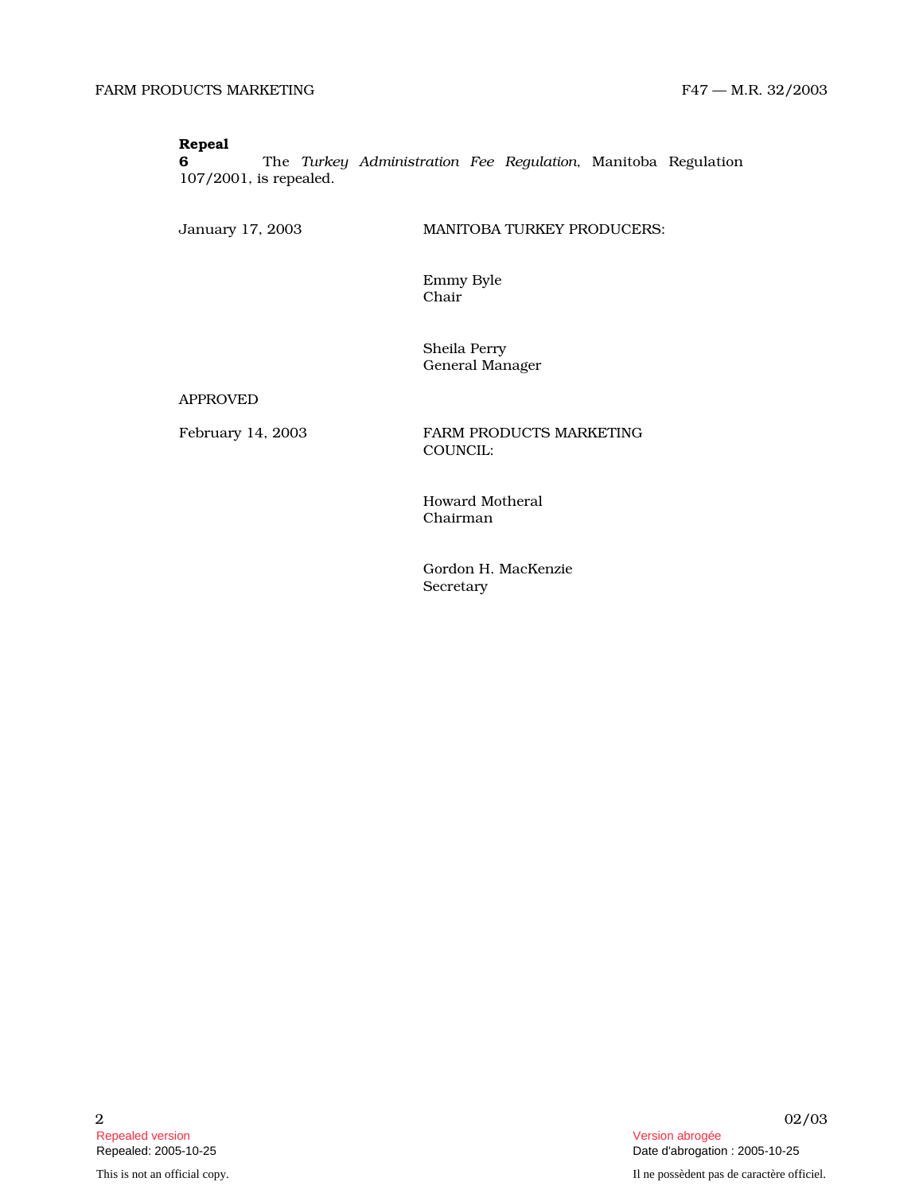**Repeal**

**6** The *Turkey Administration Fee Regulation*, Manitoba Regulation 107/2001, is repealed.

January 17, 2003

MANITOBA TURKEY PRODUCERS:

Emmy Byle
Chair

Sheila Perry
General Manager

APPROVED

February 14, 2003

FARM PRODUCTS MARKETING COUNCIL:

Howard Motheral
Chairman

Gordon H. MacKenzie
Secretary

Repealed version
Repealed: 2005-10-25

Version abrogée
Date d'abrogation : 2005-10-25

This is not an official copy.

Il ne possèdent pas de caractère officiel.